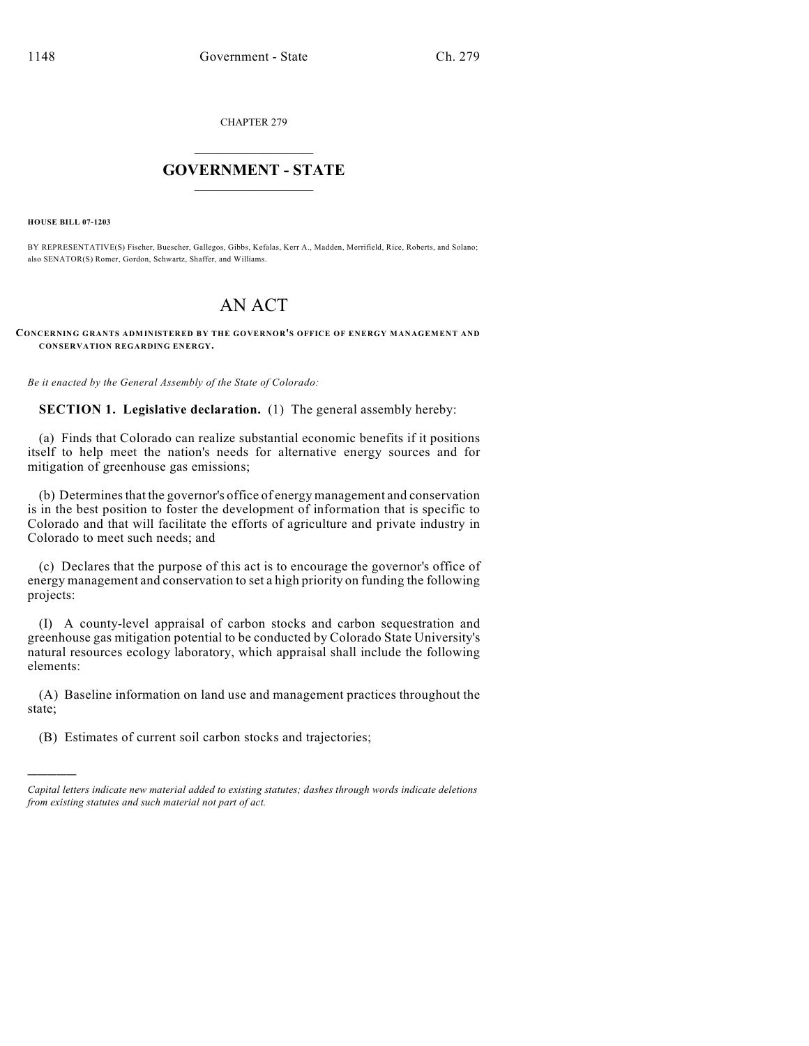CHAPTER 279

# GOVERNMENT - STATE

**HOUSE BILL 07-1203**

BY REPRESENTATIVE(S) Fischer, Buescher, Gallegos, Gibbs, Kefalas, Kerr A., Madden, Merrifield, Rice, Roberts, and Solano; also SENATOR(S) Romer, Gordon, Schwartz, Shaffer, and Williams.

# AN ACT

**CONCERNING GRANTS ADMINISTERED BY THE GOVERNOR'S OFFICE OF ENERGY MANAGEMENT AND CONSERVATION REGARDING ENERGY.**

*Be it enacted by the General Assembly of the State of Colorado:*

**SECTION 1. Legislative declaration.** (1) The general assembly hereby:

(a) Finds that Colorado can realize substantial economic benefits if it positions itself to help meet the nation's needs for alternative energy sources and for mitigation of greenhouse gas emissions;

(b) Determines that the governor's office of energy management and conservation is in the best position to foster the development of information that is specific to Colorado and that will facilitate the efforts of agriculture and private industry in Colorado to meet such needs; and

(c) Declares that the purpose of this act is to encourage the governor's office of energy management and conservation to set a high priority on funding the following projects:

(I) A county-level appraisal of carbon stocks and carbon sequestration and greenhouse gas mitigation potential to be conducted by Colorado State University's natural resources ecology laboratory, which appraisal shall include the following elements:

(A) Baseline information on land use and management practices throughout the state;

(B) Estimates of current soil carbon stocks and trajectories;

*Capital letters indicate new material added to existing statutes; dashes through words indicate deletions from existing statutes and such material not part of act.*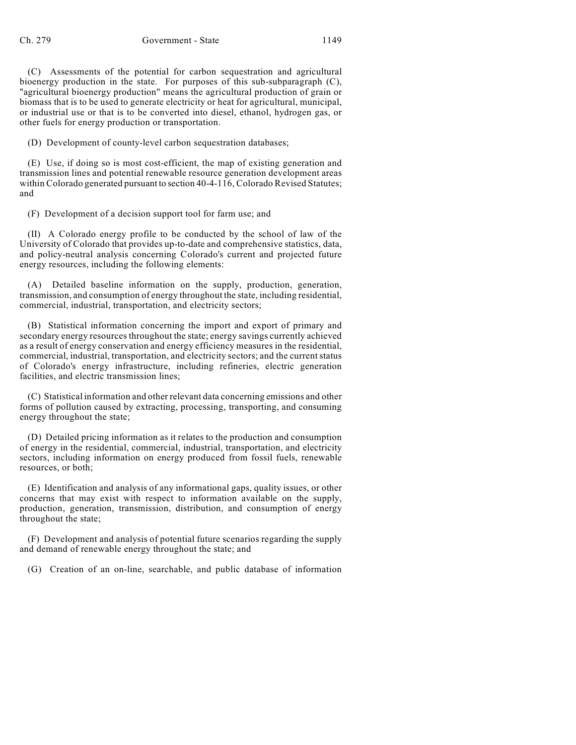(C) Assessments of the potential for carbon sequestration and agricultural bioenergy production in the state. For purposes of this sub-subparagraph (C), "agricultural bioenergy production" means the agricultural production of grain or biomass that is to be used to generate electricity or heat for agricultural, municipal, or industrial use or that is to be converted into diesel, ethanol, hydrogen gas, or other fuels for energy production or transportation.

(D) Development of county-level carbon sequestration databases;

(E) Use, if doing so is most cost-efficient, the map of existing generation and transmission lines and potential renewable resource generation development areas within Colorado generated pursuant to section 40-4-116, Colorado Revised Statutes; and

(F) Development of a decision support tool for farm use; and

(II) A Colorado energy profile to be conducted by the school of law of the University of Colorado that provides up-to-date and comprehensive statistics, data, and policy-neutral analysis concerning Colorado's current and projected future energy resources, including the following elements:

(A) Detailed baseline information on the supply, production, generation, transmission, and consumption of energy throughout the state, including residential, commercial, industrial, transportation, and electricity sectors;

(B) Statistical information concerning the import and export of primary and secondary energy resources throughout the state; energy savings currently achieved as a result of energy conservation and energy efficiency measures in the residential, commercial, industrial, transportation, and electricity sectors; and the current status of Colorado's energy infrastructure, including refineries, electric generation facilities, and electric transmission lines;

(C) Statistical information and other relevant data concerning emissions and other forms of pollution caused by extracting, processing, transporting, and consuming energy throughout the state;

(D) Detailed pricing information as it relates to the production and consumption of energy in the residential, commercial, industrial, transportation, and electricity sectors, including information on energy produced from fossil fuels, renewable resources, or both;

(E) Identification and analysis of any informational gaps, quality issues, or other concerns that may exist with respect to information available on the supply, production, generation, transmission, distribution, and consumption of energy throughout the state;

(F) Development and analysis of potential future scenarios regarding the supply and demand of renewable energy throughout the state; and

(G) Creation of an on-line, searchable, and public database of information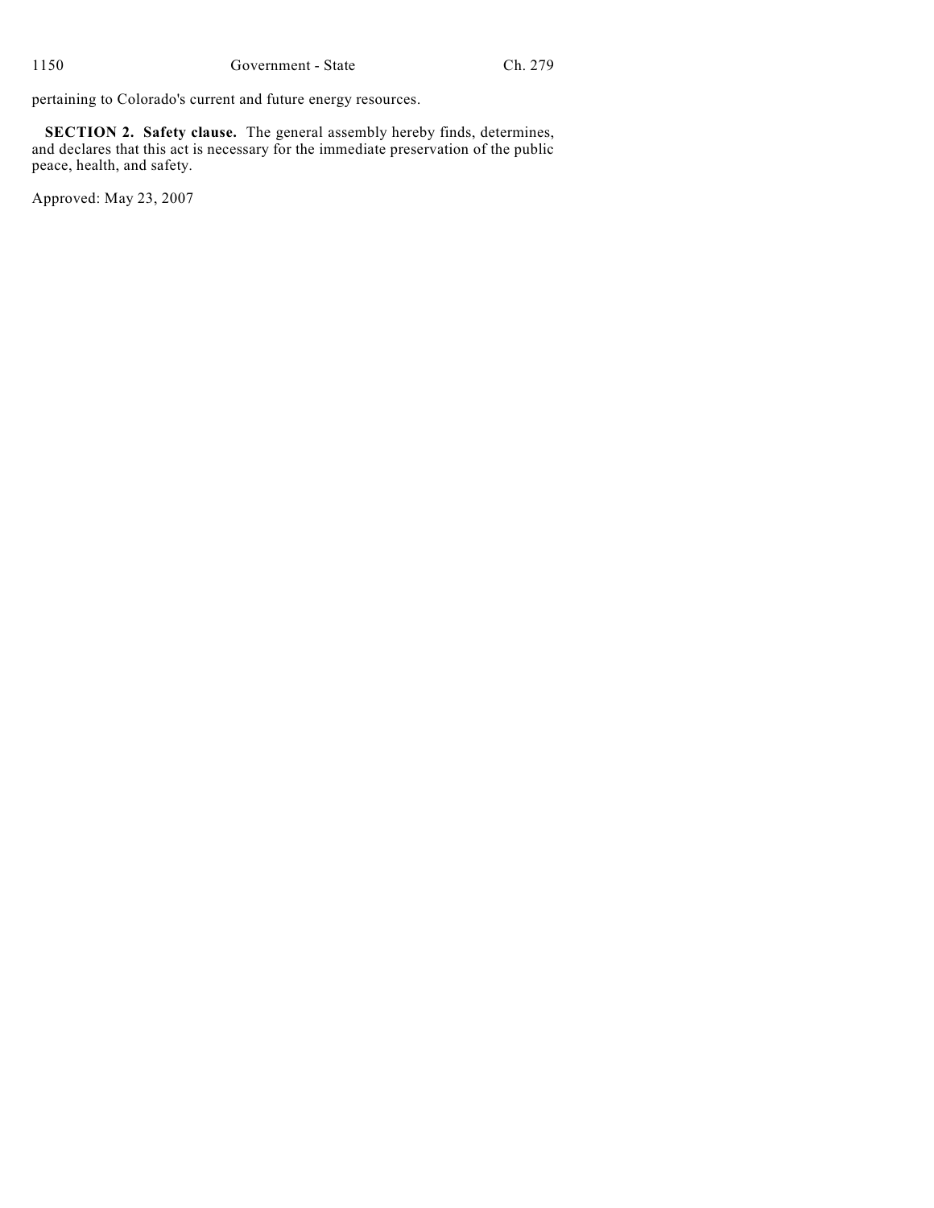pertaining to Colorado's current and future energy resources.

**SECTION 2. Safety clause.** The general assembly hereby finds, determines, and declares that this act is necessary for the immediate preservation of the public peace, health, and safety.

Approved: May 23, 2007